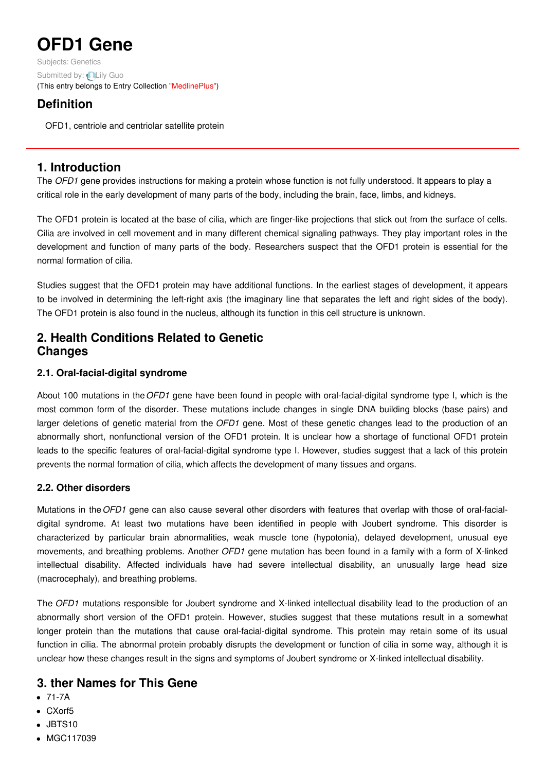# OFD1 Gene

Subjects: Genetics

Submitted by: Lily Guo

(This entry belongs to Entry Collection "MedlinePlus")

## Definition

OFD1, centriole and centriolar satellite protein

## 1. Introduction

The *OFD1* gene provides instructions for making a protein whose function is not fully understood. It appears to play a critical role in the early development of many parts of the body, including the brain, face, limbs, and kidneys.

The OFD1 protein is located at the base of cilia, which are finger-like projections that stick out from the surface of cells. Cilia are involved in cell movement and in many different chemical signaling pathways. They play important roles in the development and function of many parts of the body. Researchers suspect that the OFD1 protein is essential for the normal formation of cilia.

Studies suggest that the OFD1 protein may have additional functions. In the earliest stages of development, it appears to be involved in determining the left-right axis (the imaginary line that separates the left and right sides of the body). The OFD1 protein is also found in the nucleus, although its function in this cell structure is unknown.

## 2. Health Conditions Related to Genetic Changes

### 2.1. Oral-facial-digital syndrome

About 100 mutations in the *OFD1* gene have been found in people with oral-facial-digital syndrome type I, which is the most common form of the disorder. These mutations include changes in single DNA building blocks (base pairs) and larger deletions of genetic material from the *OFD1* gene. Most of these genetic changes lead to the production of an abnormally short, nonfunctional version of the OFD1 protein. It is unclear how a shortage of functional OFD1 protein leads to the specific features of oral-facial-digital syndrome type I. However, studies suggest that a lack of this protein prevents the normal formation of cilia, which affects the development of many tissues and organs.

### 2.2. Other disorders

Mutations in the *OFD1* gene can also cause several other disorders with features that overlap with those of oral-facial-digital syndrome. At least two mutations have been identified in people with Joubert syndrome. This disorder is characterized by particular brain abnormalities, weak muscle tone (hypotonia), delayed development, unusual eye movements, and breathing problems. Another *OFD1* gene mutation has been found in a family with a form of X-linked intellectual disability. Affected individuals have had severe intellectual disability, an unusually large head size (macrocephaly), and breathing problems.

The *OFD1* mutations responsible for Joubert syndrome and X-linked intellectual disability lead to the production of an abnormally short version of the OFD1 protein. However, studies suggest that these mutations result in a somewhat longer protein than the mutations that cause oral-facial-digital syndrome. This protein may retain some of its usual function in cilia. The abnormal protein probably disrupts the development or function of cilia in some way, although it is unclear how these changes result in the signs and symptoms of Joubert syndrome or X-linked intellectual disability.

## 3. ther Names for This Gene

- 71-7A
- CXorf5
- JBTS10
- MGC117039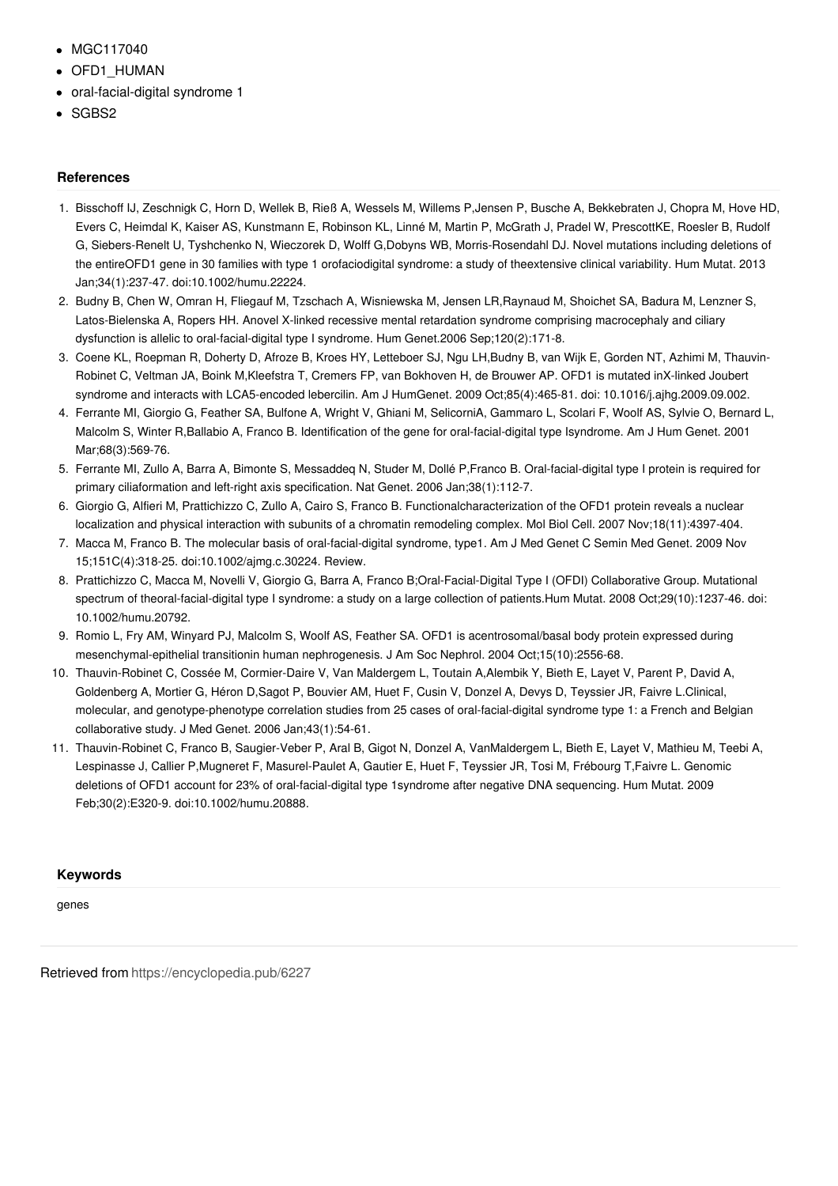- MGC117040
- OFD1_HUMAN
- oral-facial-digital syndrome 1
- SGBS2

### References

1. Bisschoff IJ, Zeschnigk C, Horn D, Wellek B, Rieß A, Wessels M, Willems P,Jensen P, Busche A, Bekkebraten J, Chopra M, Hove HD, Evers C, Heimdal K, Kaiser AS, Kunstmann E, Robinson KL, Linné M, Martin P, McGrath J, Pradel W, PrescottKE, Roesler B, Rudolf G, Siebers-Renelt U, Tyshchenko N, Wieczorek D, Wolff G,Dobyns WB, Morris-Rosendahl DJ. Novel mutations including deletions of the entireOFD1 gene in 30 families with type 1 orofaciodigital syndrome: a study of theextensive clinical variability. Hum Mutat. 2013 Jan;34(1):237-47. doi:10.1002/humu.22224.
2. Budny B, Chen W, Omran H, Fliegauf M, Tzschach A, Wisniewska M, Jensen LR,Raynaud M, Shoichet SA, Badura M, Lenzner S, Latos-Bielenska A, Ropers HH. Anovel X-linked recessive mental retardation syndrome comprising macrocephaly and ciliary dysfunction is allelic to oral-facial-digital type I syndrome. Hum Genet.2006 Sep;120(2):171-8.
3. Coene KL, Roepman R, Doherty D, Afroze B, Kroes HY, Letteboer SJ, Ngu LH,Budny B, van Wijk E, Gorden NT, Azhimi M, Thauvin-Robinet C, Veltman JA, Boink M,Kleefstra T, Cremers FP, van Bokhoven H, de Brouwer AP. OFD1 is mutated inX-linked Joubert syndrome and interacts with LCA5-encoded lebercilin. Am J HumGenet. 2009 Oct;85(4):465-81. doi: 10.1016/j.ajhg.2009.09.002.
4. Ferrante MI, Giorgio G, Feather SA, Bulfone A, Wright V, Ghiani M, SelicorniA, Gammaro L, Scolari F, Woolf AS, Sylvie O, Bernard L, Malcolm S, Winter R,Ballabio A, Franco B. Identification of the gene for oral-facial-digital type Isyndrome. Am J Hum Genet. 2001 Mar;68(3):569-76.
5. Ferrante MI, Zullo A, Barra A, Bimonte S, Messaddeq N, Studer M, Dollé P,Franco B. Oral-facial-digital type I protein is required for primary ciliaformation and left-right axis specification. Nat Genet. 2006 Jan;38(1):112-7.
6. Giorgio G, Alfieri M, Prattichizzo C, Zullo A, Cairo S, Franco B. Functionalcharacterization of the OFD1 protein reveals a nuclear localization and physical interaction with subunits of a chromatin remodeling complex. Mol Biol Cell. 2007 Nov;18(11):4397-404.
7. Macca M, Franco B. The molecular basis of oral-facial-digital syndrome, type1. Am J Med Genet C Semin Med Genet. 2009 Nov 15;151C(4):318-25. doi:10.1002/ajmg.c.30224. Review.
8. Prattichizzo C, Macca M, Novelli V, Giorgio G, Barra A, Franco B;Oral-Facial-Digital Type I (OFDI) Collaborative Group. Mutational spectrum of theoral-facial-digital type I syndrome: a study on a large collection of patients.Hum Mutat. 2008 Oct;29(10):1237-46. doi: 10.1002/humu.20792.
9. Romio L, Fry AM, Winyard PJ, Malcolm S, Woolf AS, Feather SA. OFD1 is acentrosomal/basal body protein expressed during mesenchymal-epithelial transitionin human nephrogenesis. J Am Soc Nephrol. 2004 Oct;15(10):2556-68.
10. Thauvin-Robinet C, Cossée M, Cormier-Daire V, Van Maldergem L, Toutain A,Alembik Y, Bieth E, Layet V, Parent P, David A, Goldenberg A, Mortier G, Héron D,Sagot P, Bouvier AM, Huet F, Cusin V, Donzel A, Devys D, Teyssier JR, Faivre L.Clinical, molecular, and genotype-phenotype correlation studies from 25 cases of oral-facial-digital syndrome type 1: a French and Belgian collaborative study. J Med Genet. 2006 Jan;43(1):54-61.
11. Thauvin-Robinet C, Franco B, Saugier-Veber P, Aral B, Gigot N, Donzel A, VanMaldergem L, Bieth E, Layet V, Mathieu M, Teebi A, Lespinasse J, Callier P,Mugneret F, Masurel-Paulet A, Gautier E, Huet F, Teyssier JR, Tosi M, Frébourg T,Faivre L. Genomic deletions of OFD1 account for 23% of oral-facial-digital type 1syndrome after negative DNA sequencing. Hum Mutat. 2009 Feb;30(2):E320-9. doi:10.1002/humu.20888.

### Keywords

genes

Retrieved from https://encyclopedia.pub/6227